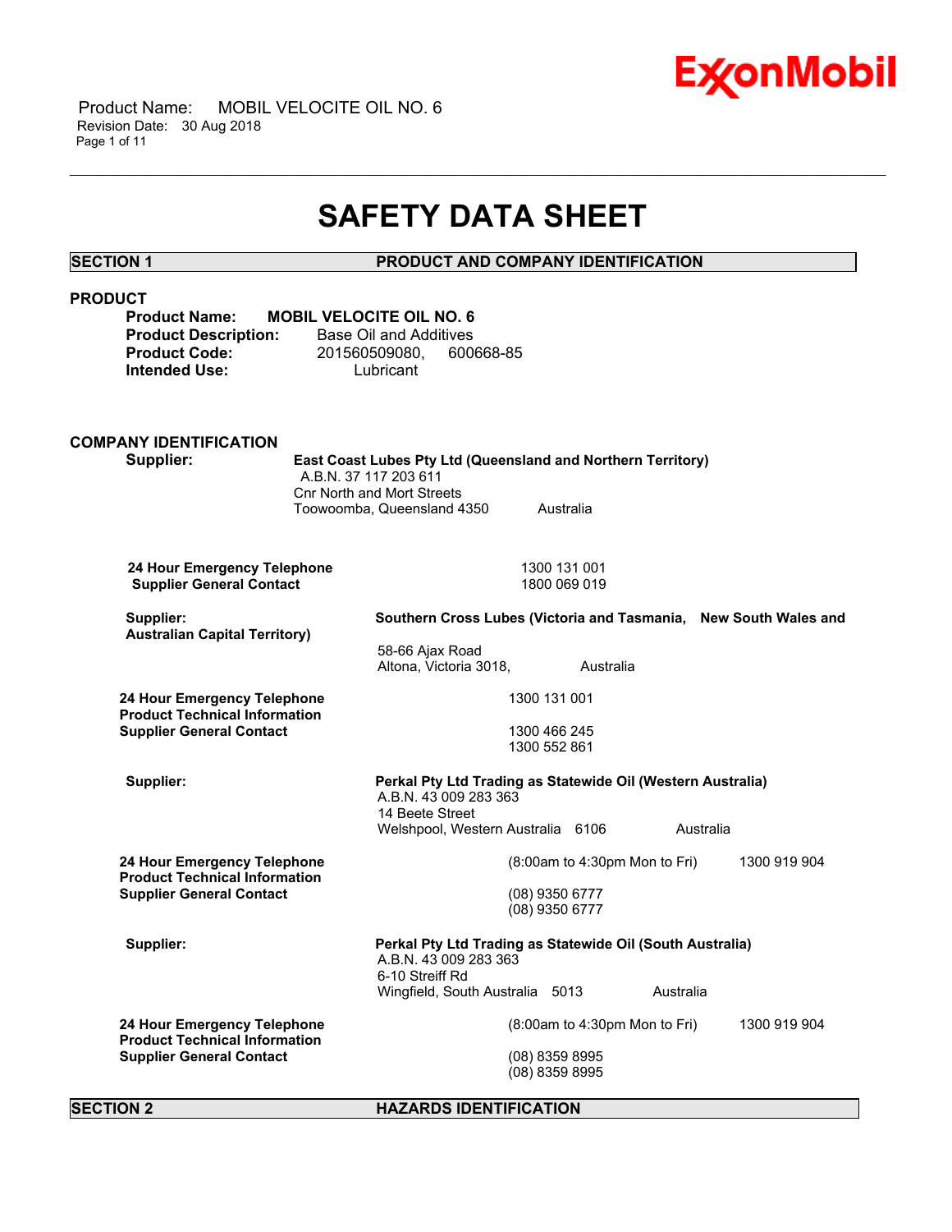# SAFETY DATA SHEET

## SECTION 1 PRODUCT AND COMPANY IDENTIFICATION

### PRODUCT

**Product Name:** **MOBIL VELOCITE OIL NO. 6**
**Product Description:** Base Oil and Additives
**Product Code:** 201560509080, 600668-85
**Intended Use:** Lubricant

### COMPANY IDENTIFICATION

**Supplier:** **East Coast Lubes Pty Ltd (Queensland and Northern Territory)**
A.B.N. 37 117 203 611
Cnr North and Mort Streets
Toowoomba, Queensland 4350 Australia

| | |
|---|---|
| **24 Hour Emergency Telephone** | 1300 131 001 |
| **Supplier General Contact** | 1800 069 019 |

**Supplier:** **Southern Cross Lubes (Victoria and Tasmania, New South Wales and Australian Capital Territory)**
58-66 Ajax Road
Altona, Victoria 3018, Australia

| | |
|---|---|
| **24 Hour Emergency Telephone** | 1300 131 001 |
| **Product Technical Information** | 1300 466 245 |
| **Supplier General Contact** | 1300 552 861 |

**Supplier:** **Perkal Pty Ltd Trading as Statewide Oil (Western Australia)**
A.B.N. 43 009 283 363
14 Beete Street
Welshpool, Western Australia 6106 Australia

| | |
|---|---|
| **24 Hour Emergency Telephone** | (8:00am to 4:30pm Mon to Fri) 1300 919 904 |
| **Product Technical Information** | (08) 9350 6777 |
| **Supplier General Contact** | (08) 9350 6777 |

**Supplier:** **Perkal Pty Ltd Trading as Statewide Oil (South Australia)**
A.B.N. 43 009 283 363
6-10 Streiff Rd
Wingfield, South Australia 5013 Australia

| | |
|---|---|
| **24 Hour Emergency Telephone** | (8:00am to 4:30pm Mon to Fri) 1300 919 904 |
| **Product Technical Information** | (08) 8359 8995 |
| **Supplier General Contact** | (08) 8359 8995 |

## SECTION 2 HAZARDS IDENTIFICATION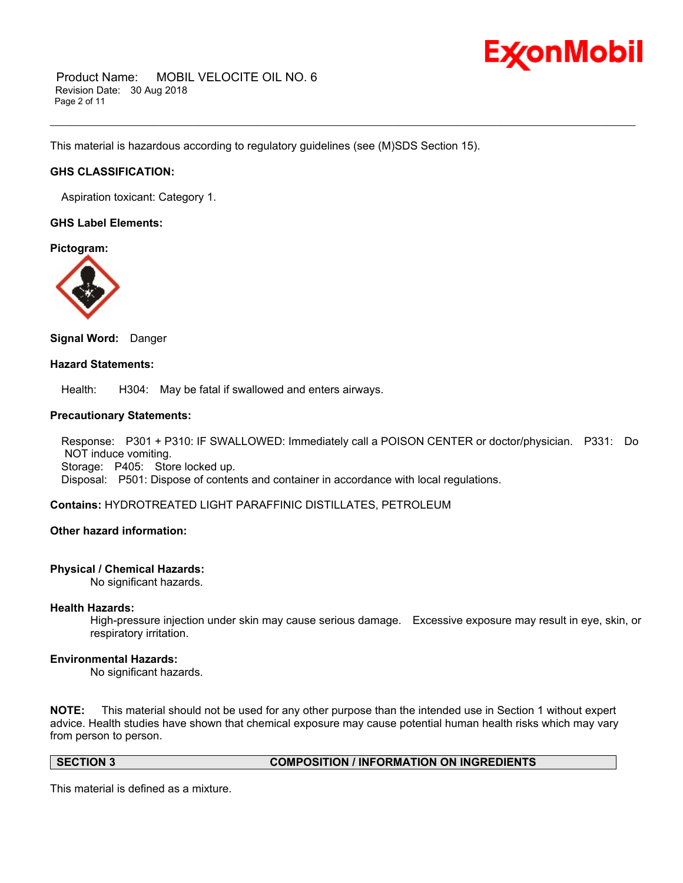This material is hazardous according to regulatory guidelines (see (M)SDS Section 15).

**GHS CLASSIFICATION:**

Aspiration toxicant: Category 1.

**GHS Label Elements:**

**Pictogram:**

**Signal Word:** Danger

**Hazard Statements:**

Health: H304: May be fatal if swallowed and enters airways.

**Precautionary Statements:**

Response: P301 + P310: IF SWALLOWED: Immediately call a POISON CENTER or doctor/physician. P331: Do NOT induce vomiting.
Storage: P405: Store locked up.
Disposal: P501: Dispose of contents and container in accordance with local regulations.

**Contains:** HYDROTREATED LIGHT PARAFFINIC DISTILLATES, PETROLEUM

**Other hazard information:**

**Physical / Chemical Hazards:**
No significant hazards.

**Health Hazards:**
High-pressure injection under skin may cause serious damage. Excessive exposure may result in eye, skin, or respiratory irritation.

**Environmental Hazards:**
No significant hazards.

**NOTE:** This material should not be used for any other purpose than the intended use in Section 1 without expert advice. Health studies have shown that chemical exposure may cause potential human health risks which may vary from person to person.

## SECTION 3 COMPOSITION / INFORMATION ON INGREDIENTS

This material is defined as a mixture.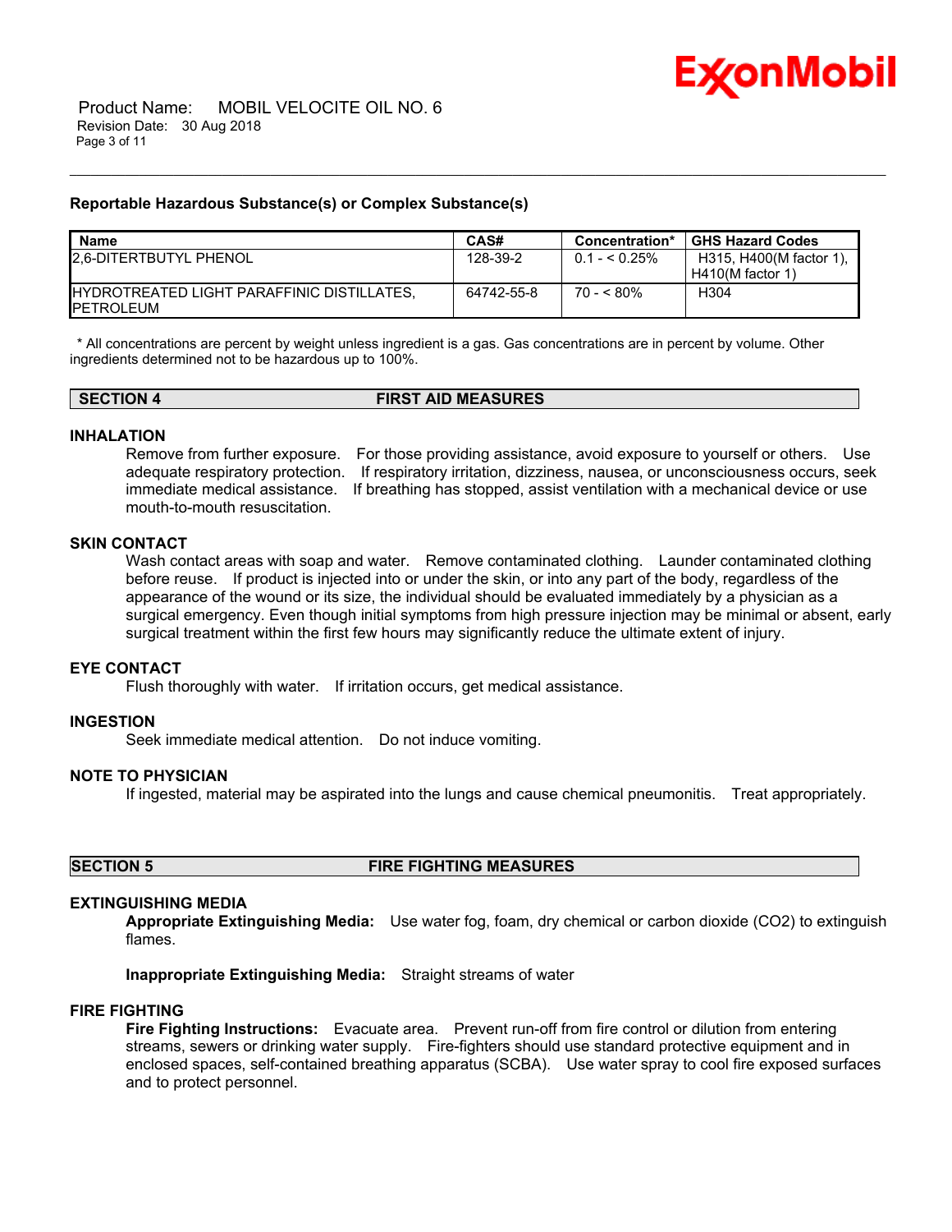### Reportable Hazardous Substance(s) or Complex Substance(s)

| Name | CAS# | Concentration* | GHS Hazard Codes |
|---|---|---|---|
| 2,6-DITERTBUTYL PHENOL | 128-39-2 | 0.1 - < 0.25% | H315, H400(M factor 1), H410(M factor 1) |
| HYDROTREATED LIGHT PARAFFINIC DISTILLATES, PETROLEUM | 64742-55-8 | 70 - < 80% | H304 |

* All concentrations are percent by weight unless ingredient is a gas. Gas concentrations are in percent by volume. Other ingredients determined not to be hazardous up to 100%.

## SECTION 4 FIRST AID MEASURES

### INHALATION

Remove from further exposure. For those providing assistance, avoid exposure to yourself or others. Use adequate respiratory protection. If respiratory irritation, dizziness, nausea, or unconsciousness occurs, seek immediate medical assistance. If breathing has stopped, assist ventilation with a mechanical device or use mouth-to-mouth resuscitation.

### SKIN CONTACT

Wash contact areas with soap and water. Remove contaminated clothing. Launder contaminated clothing before reuse. If product is injected into or under the skin, or into any part of the body, regardless of the appearance of the wound or its size, the individual should be evaluated immediately by a physician as a surgical emergency. Even though initial symptoms from high pressure injection may be minimal or absent, early surgical treatment within the first few hours may significantly reduce the ultimate extent of injury.

### EYE CONTACT

Flush thoroughly with water. If irritation occurs, get medical assistance.

### INGESTION

Seek immediate medical attention. Do not induce vomiting.

### NOTE TO PHYSICIAN

If ingested, material may be aspirated into the lungs and cause chemical pneumonitis. Treat appropriately.

## SECTION 5 FIRE FIGHTING MEASURES

### EXTINGUISHING MEDIA

**Appropriate Extinguishing Media:** Use water fog, foam, dry chemical or carbon dioxide (CO2) to extinguish flames.

**Inappropriate Extinguishing Media:** Straight streams of water

### FIRE FIGHTING

**Fire Fighting Instructions:** Evacuate area. Prevent run-off from fire control or dilution from entering streams, sewers or drinking water supply. Fire-fighters should use standard protective equipment and in enclosed spaces, self-contained breathing apparatus (SCBA). Use water spray to cool fire exposed surfaces and to protect personnel.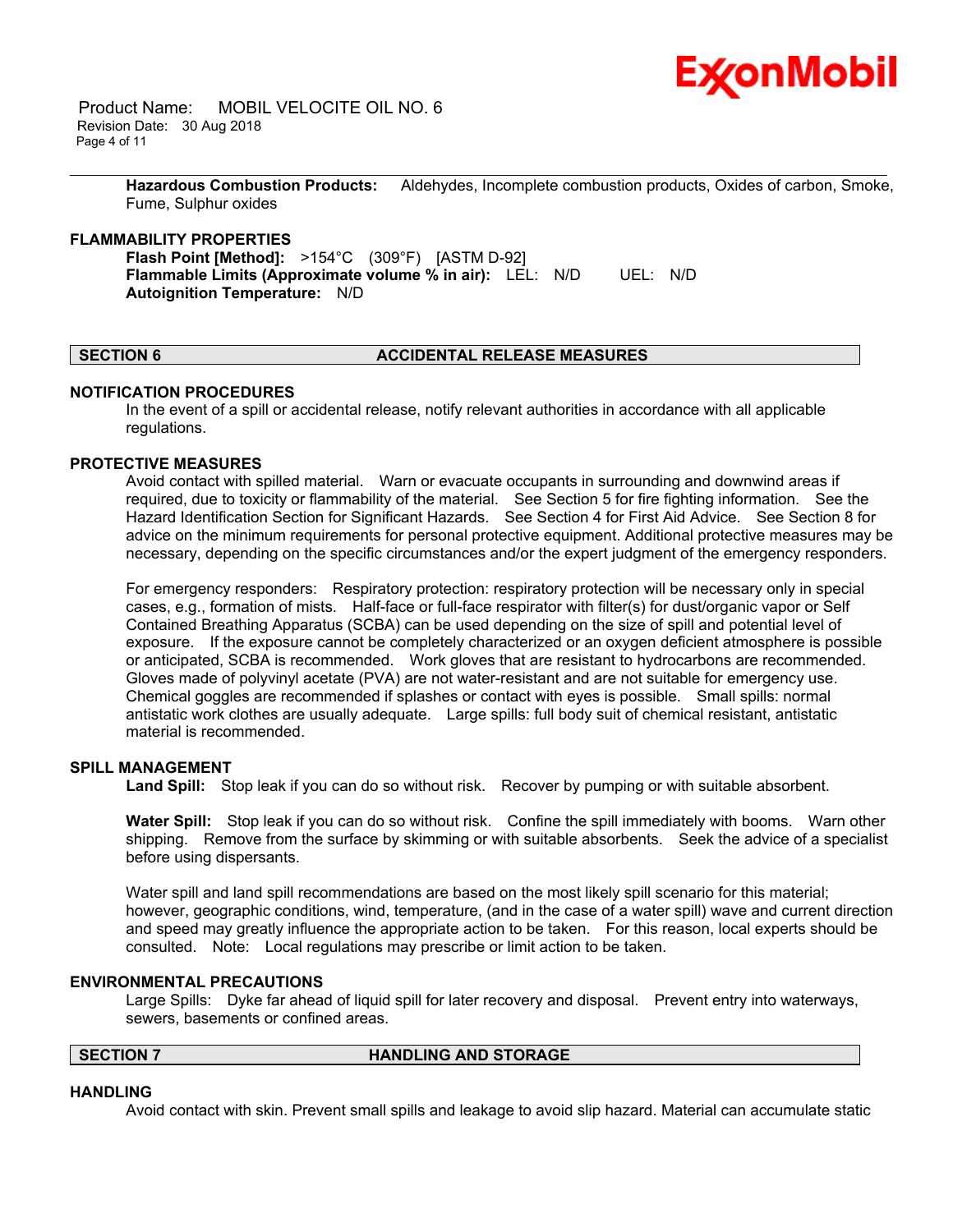**Hazardous Combustion Products:** Aldehydes, Incomplete combustion products, Oxides of carbon, Smoke, Fume, Sulphur oxides

### FLAMMABILITY PROPERTIES

**Flash Point [Method]:** >154°C (309°F) [ASTM D-92]
**Flammable Limits (Approximate volume % in air):** LEL: N/D UEL: N/D
**Autoignition Temperature:** N/D

## SECTION 6 ACCIDENTAL RELEASE MEASURES

### NOTIFICATION PROCEDURES

In the event of a spill or accidental release, notify relevant authorities in accordance with all applicable regulations.

### PROTECTIVE MEASURES

Avoid contact with spilled material. Warn or evacuate occupants in surrounding and downwind areas if required, due to toxicity or flammability of the material. See Section 5 for fire fighting information. See the Hazard Identification Section for Significant Hazards. See Section 4 for First Aid Advice. See Section 8 for advice on the minimum requirements for personal protective equipment. Additional protective measures may be necessary, depending on the specific circumstances and/or the expert judgment of the emergency responders.

For emergency responders: Respiratory protection: respiratory protection will be necessary only in special cases, e.g., formation of mists. Half-face or full-face respirator with filter(s) for dust/organic vapor or Self Contained Breathing Apparatus (SCBA) can be used depending on the size of spill and potential level of exposure. If the exposure cannot be completely characterized or an oxygen deficient atmosphere is possible or anticipated, SCBA is recommended. Work gloves that are resistant to hydrocarbons are recommended. Gloves made of polyvinyl acetate (PVA) are not water-resistant and are not suitable for emergency use. Chemical goggles are recommended if splashes or contact with eyes is possible. Small spills: normal antistatic work clothes are usually adequate. Large spills: full body suit of chemical resistant, antistatic material is recommended.

### SPILL MANAGEMENT

**Land Spill:** Stop leak if you can do so without risk. Recover by pumping or with suitable absorbent.

**Water Spill:** Stop leak if you can do so without risk. Confine the spill immediately with booms. Warn other shipping. Remove from the surface by skimming or with suitable absorbents. Seek the advice of a specialist before using dispersants.

Water spill and land spill recommendations are based on the most likely spill scenario for this material; however, geographic conditions, wind, temperature, (and in the case of a water spill) wave and current direction and speed may greatly influence the appropriate action to be taken. For this reason, local experts should be consulted. Note: Local regulations may prescribe or limit action to be taken.

### ENVIRONMENTAL PRECAUTIONS

Large Spills: Dyke far ahead of liquid spill for later recovery and disposal. Prevent entry into waterways, sewers, basements or confined areas.

## SECTION 7 HANDLING AND STORAGE

### HANDLING

Avoid contact with skin. Prevent small spills and leakage to avoid slip hazard. Material can accumulate static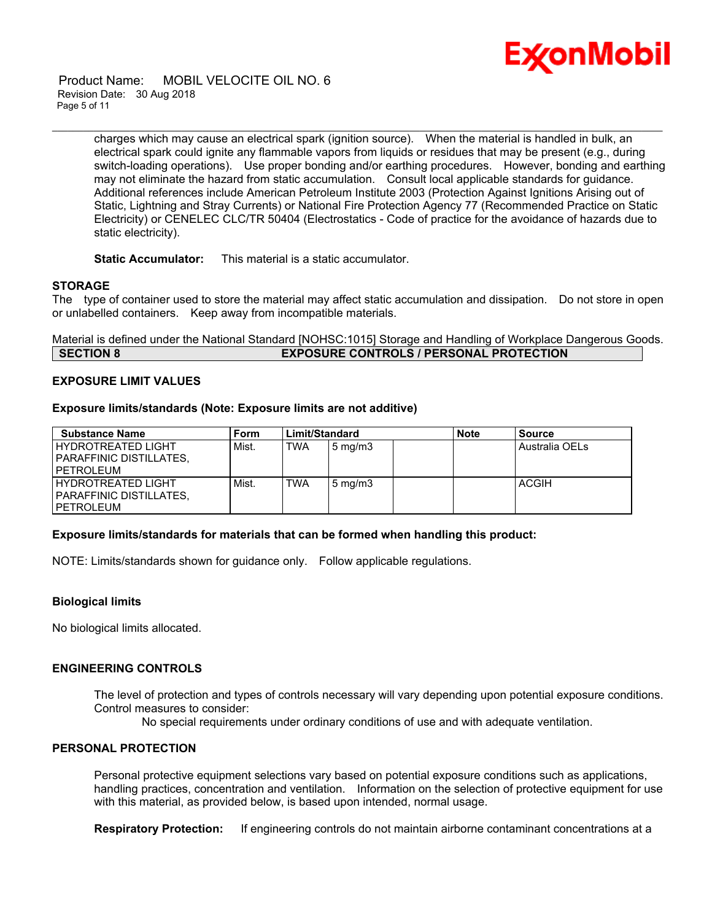charges which may cause an electrical spark (ignition source). When the material is handled in bulk, an electrical spark could ignite any flammable vapors from liquids or residues that may be present (e.g., during switch-loading operations). Use proper bonding and/or earthing procedures. However, bonding and earthing may not eliminate the hazard from static accumulation. Consult local applicable standards for guidance. Additional references include American Petroleum Institute 2003 (Protection Against Ignitions Arising out of Static, Lightning and Stray Currents) or National Fire Protection Agency 77 (Recommended Practice on Static Electricity) or CENELEC CLC/TR 50404 (Electrostatics - Code of practice for the avoidance of hazards due to static electricity).

**Static Accumulator:** This material is a static accumulator.

### STORAGE

The type of container used to store the material may affect static accumulation and dissipation. Do not store in open or unlabelled containers. Keep away from incompatible materials.

Material is defined under the National Standard [NOHSC:1015] Storage and Handling of Workplace Dangerous Goods.

## SECTION 8 EXPOSURE CONTROLS / PERSONAL PROTECTION

### EXPOSURE LIMIT VALUES

**Exposure limits/standards (Note: Exposure limits are not additive)**

| Substance Name | Form | Limit/Standard | | | Note | Source |
|---|---|---|---|---|---|---|
| HYDROTREATED LIGHT PARAFFINIC DISTILLATES, PETROLEUM | Mist. | TWA | 5 mg/m3 | | | Australia OELs |
| HYDROTREATED LIGHT PARAFFINIC DISTILLATES, PETROLEUM | Mist. | TWA | 5 mg/m3 | | | ACGIH |

**Exposure limits/standards for materials that can be formed when handling this product:**

NOTE: Limits/standards shown for guidance only. Follow applicable regulations.

**Biological limits**

No biological limits allocated.

### ENGINEERING CONTROLS

The level of protection and types of controls necessary will vary depending upon potential exposure conditions. Control measures to consider:

No special requirements under ordinary conditions of use and with adequate ventilation.

### PERSONAL PROTECTION

Personal protective equipment selections vary based on potential exposure conditions such as applications, handling practices, concentration and ventilation. Information on the selection of protective equipment for use with this material, as provided below, is based upon intended, normal usage.

**Respiratory Protection:** If engineering controls do not maintain airborne contaminant concentrations at a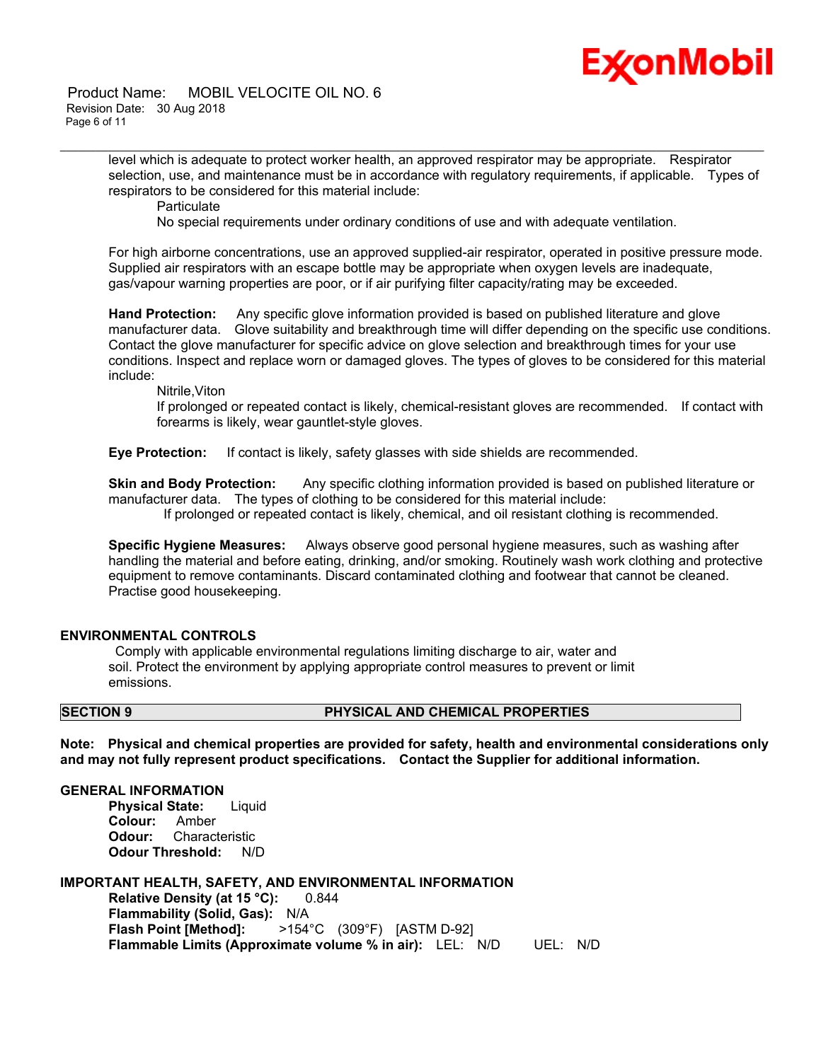level which is adequate to protect worker health, an approved respirator may be appropriate. Respirator selection, use, and maintenance must be in accordance with regulatory requirements, if applicable. Types of respirators to be considered for this material include:

Particulate

No special requirements under ordinary conditions of use and with adequate ventilation.

For high airborne concentrations, use an approved supplied-air respirator, operated in positive pressure mode. Supplied air respirators with an escape bottle may be appropriate when oxygen levels are inadequate, gas/vapour warning properties are poor, or if air purifying filter capacity/rating may be exceeded.

**Hand Protection:** Any specific glove information provided is based on published literature and glove manufacturer data. Glove suitability and breakthrough time will differ depending on the specific use conditions. Contact the glove manufacturer for specific advice on glove selection and breakthrough times for your use conditions. Inspect and replace worn or damaged gloves. The types of gloves to be considered for this material include:

Nitrile,Viton

If prolonged or repeated contact is likely, chemical-resistant gloves are recommended. If contact with forearms is likely, wear gauntlet-style gloves.

**Eye Protection:** If contact is likely, safety glasses with side shields are recommended.

**Skin and Body Protection:** Any specific clothing information provided is based on published literature or manufacturer data. The types of clothing to be considered for this material include:

If prolonged or repeated contact is likely, chemical, and oil resistant clothing is recommended.

**Specific Hygiene Measures:** Always observe good personal hygiene measures, such as washing after handling the material and before eating, drinking, and/or smoking. Routinely wash work clothing and protective equipment to remove contaminants. Discard contaminated clothing and footwear that cannot be cleaned. Practise good housekeeping.

### ENVIRONMENTAL CONTROLS

Comply with applicable environmental regulations limiting discharge to air, water and soil. Protect the environment by applying appropriate control measures to prevent or limit emissions.

## SECTION 9 PHYSICAL AND CHEMICAL PROPERTIES

**Note: Physical and chemical properties are provided for safety, health and environmental considerations only and may not fully represent product specifications. Contact the Supplier for additional information.**

### GENERAL INFORMATION

**Physical State:** Liquid
**Colour:** Amber
**Odour:** Characteristic
**Odour Threshold:** N/D

### IMPORTANT HEALTH, SAFETY, AND ENVIRONMENTAL INFORMATION

**Relative Density (at 15 °C):** 0.844
**Flammability (Solid, Gas):** N/A
**Flash Point [Method]:** >154°C (309°F) [ASTM D-92]
**Flammable Limits (Approximate volume % in air):** LEL: N/D UEL: N/D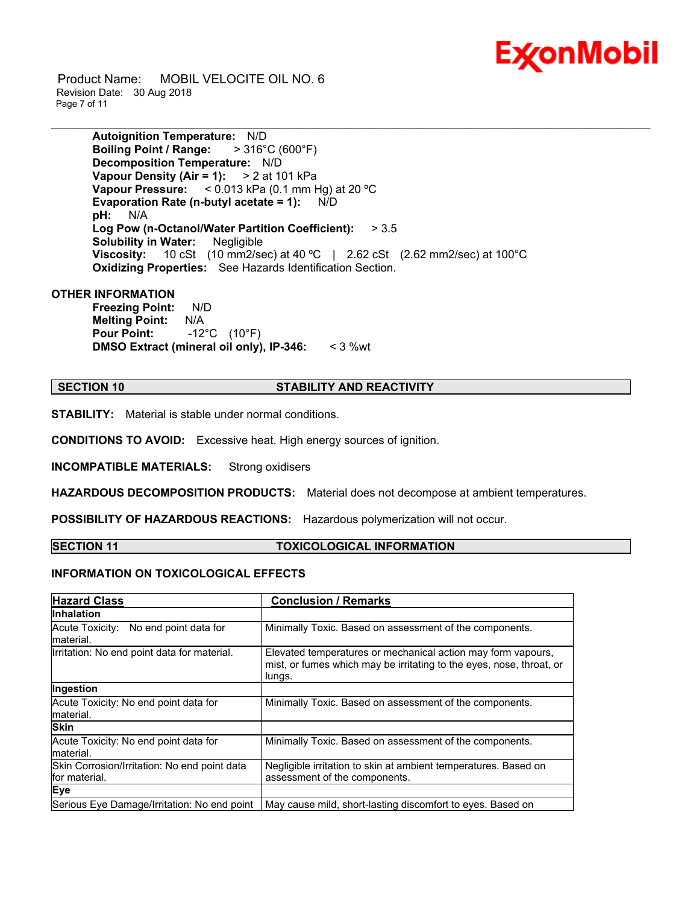**Autoignition Temperature:** N/D
**Boiling Point / Range:** > 316°C (600°F)
**Decomposition Temperature:** N/D
**Vapour Density (Air = 1):** > 2 at 101 kPa
**Vapour Pressure:** < 0.013 kPa (0.1 mm Hg) at 20 ºC
**Evaporation Rate (n-butyl acetate = 1):** N/D
**pH:** N/A
**Log Pow (n-Octanol/Water Partition Coefficient):** > 3.5
**Solubility in Water:** Negligible
**Viscosity:** 10 cSt (10 mm2/sec) at 40 ºC | 2.62 cSt (2.62 mm2/sec) at 100°C
**Oxidizing Properties:** See Hazards Identification Section.

**OTHER INFORMATION**

**Freezing Point:** N/D
**Melting Point:** N/A
**Pour Point:** -12°C (10°F)
**DMSO Extract (mineral oil only), IP-346:** < 3 %wt

## SECTION 10 STABILITY AND REACTIVITY

**STABILITY:** Material is stable under normal conditions.

**CONDITIONS TO AVOID:** Excessive heat. High energy sources of ignition.

**INCOMPATIBLE MATERIALS:** Strong oxidisers

**HAZARDOUS DECOMPOSITION PRODUCTS:** Material does not decompose at ambient temperatures.

**POSSIBILITY OF HAZARDOUS REACTIONS:** Hazardous polymerization will not occur.

## SECTION 11 TOXICOLOGICAL INFORMATION

### INFORMATION ON TOXICOLOGICAL EFFECTS

| Hazard Class | Conclusion / Remarks |
|---|---|
| **Inhalation** | |
| Acute Toxicity: No end point data for material. | Minimally Toxic. Based on assessment of the components. |
| Irritation: No end point data for material. | Elevated temperatures or mechanical action may form vapours, mist, or fumes which may be irritating to the eyes, nose, throat, or lungs. |
| **Ingestion** | |
| Acute Toxicity: No end point data for material. | Minimally Toxic. Based on assessment of the components. |
| **Skin** | |
| Acute Toxicity: No end point data for material. | Minimally Toxic. Based on assessment of the components. |
| Skin Corrosion/Irritation: No end point data for material. | Negligible irritation to skin at ambient temperatures. Based on assessment of the components. |
| **Eye** | |
| Serious Eye Damage/Irritation: No end point | May cause mild, short-lasting discomfort to eyes. Based on |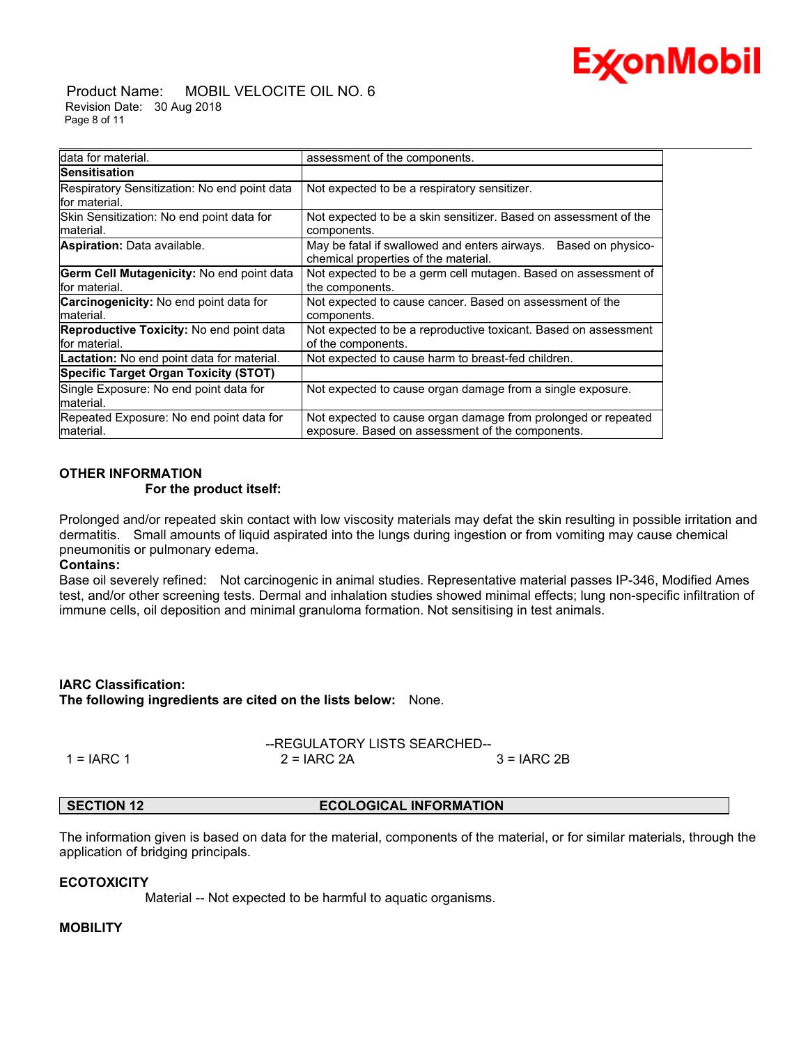| | |
|---|---|
| data for material. | assessment of the components. |
| **Sensitisation** | |
| Respiratory Sensitization: No end point data for material. | Not expected to be a respiratory sensitizer. |
| Skin Sensitization: No end point data for material. | Not expected to be a skin sensitizer. Based on assessment of the components. |
| **Aspiration:** Data available. | May be fatal if swallowed and enters airways. Based on physico-chemical properties of the material. |
| **Germ Cell Mutagenicity:** No end point data for material. | Not expected to be a germ cell mutagen. Based on assessment of the components. |
| **Carcinogenicity:** No end point data for material. | Not expected to cause cancer. Based on assessment of the components. |
| **Reproductive Toxicity:** No end point data for material. | Not expected to be a reproductive toxicant. Based on assessment of the components. |
| **Lactation:** No end point data for material. | Not expected to cause harm to breast-fed children. |
| **Specific Target Organ Toxicity (STOT)** | |
| Single Exposure: No end point data for material. | Not expected to cause organ damage from a single exposure. |
| Repeated Exposure: No end point data for material. | Not expected to cause organ damage from prolonged or repeated exposure. Based on assessment of the components. |

**OTHER INFORMATION**

**For the product itself:**

Prolonged and/or repeated skin contact with low viscosity materials may defat the skin resulting in possible irritation and dermatitis. Small amounts of liquid aspirated into the lungs during ingestion or from vomiting may cause chemical pneumonitis or pulmonary edema.

**Contains:**

Base oil severely refined: Not carcinogenic in animal studies. Representative material passes IP-346, Modified Ames test, and/or other screening tests. Dermal and inhalation studies showed minimal effects; lung non-specific infiltration of immune cells, oil deposition and minimal granuloma formation. Not sensitising in test animals.

**IARC Classification:**

**The following ingredients are cited on the lists below:** None.

--REGULATORY LISTS SEARCHED--

1 = IARC 1 2 = IARC 2A 3 = IARC 2B

## SECTION 12 ECOLOGICAL INFORMATION

The information given is based on data for the material, components of the material, or for similar materials, through the application of bridging principals.

**ECOTOXICITY**

Material -- Not expected to be harmful to aquatic organisms.

**MOBILITY**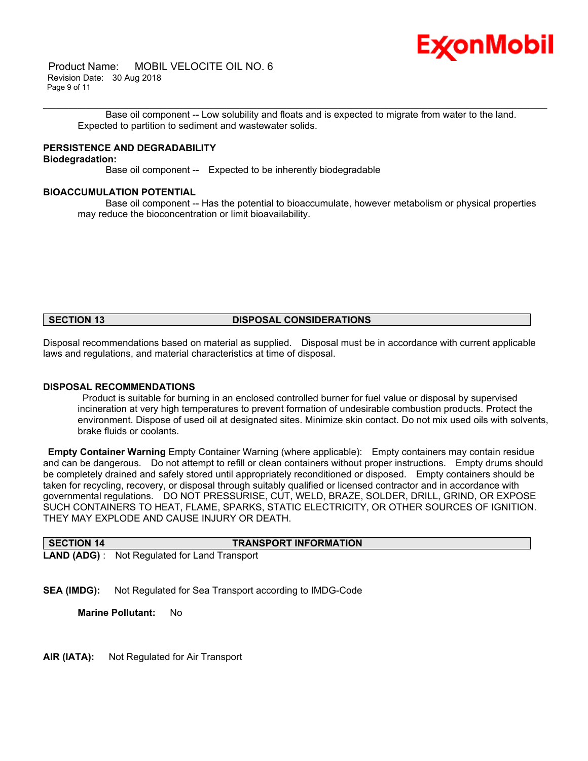Base oil component -- Low solubility and floats and is expected to migrate from water to the land. Expected to partition to sediment and wastewater solids.

**PERSISTENCE AND DEGRADABILITY**

**Biodegradation:**

Base oil component -- Expected to be inherently biodegradable

**BIOACCUMULATION POTENTIAL**

Base oil component -- Has the potential to bioaccumulate, however metabolism or physical properties may reduce the bioconcentration or limit bioavailability.

## SECTION 13 DISPOSAL CONSIDERATIONS

Disposal recommendations based on material as supplied. Disposal must be in accordance with current applicable laws and regulations, and material characteristics at time of disposal.

**DISPOSAL RECOMMENDATIONS**

Product is suitable for burning in an enclosed controlled burner for fuel value or disposal by supervised incineration at very high temperatures to prevent formation of undesirable combustion products. Protect the environment. Dispose of used oil at designated sites. Minimize skin contact. Do not mix used oils with solvents, brake fluids or coolants.

**Empty Container Warning** Empty Container Warning (where applicable): Empty containers may contain residue and can be dangerous. Do not attempt to refill or clean containers without proper instructions. Empty drums should be completely drained and safely stored until appropriately reconditioned or disposed. Empty containers should be taken for recycling, recovery, or disposal through suitably qualified or licensed contractor and in accordance with governmental regulations. DO NOT PRESSURISE, CUT, WELD, BRAZE, SOLDER, DRILL, GRIND, OR EXPOSE SUCH CONTAINERS TO HEAT, FLAME, SPARKS, STATIC ELECTRICITY, OR OTHER SOURCES OF IGNITION. THEY MAY EXPLODE AND CAUSE INJURY OR DEATH.

## SECTION 14 TRANSPORT INFORMATION

**LAND (ADG)** : Not Regulated for Land Transport

**SEA (IMDG):** Not Regulated for Sea Transport according to IMDG-Code

**Marine Pollutant:** No

**AIR (IATA):** Not Regulated for Air Transport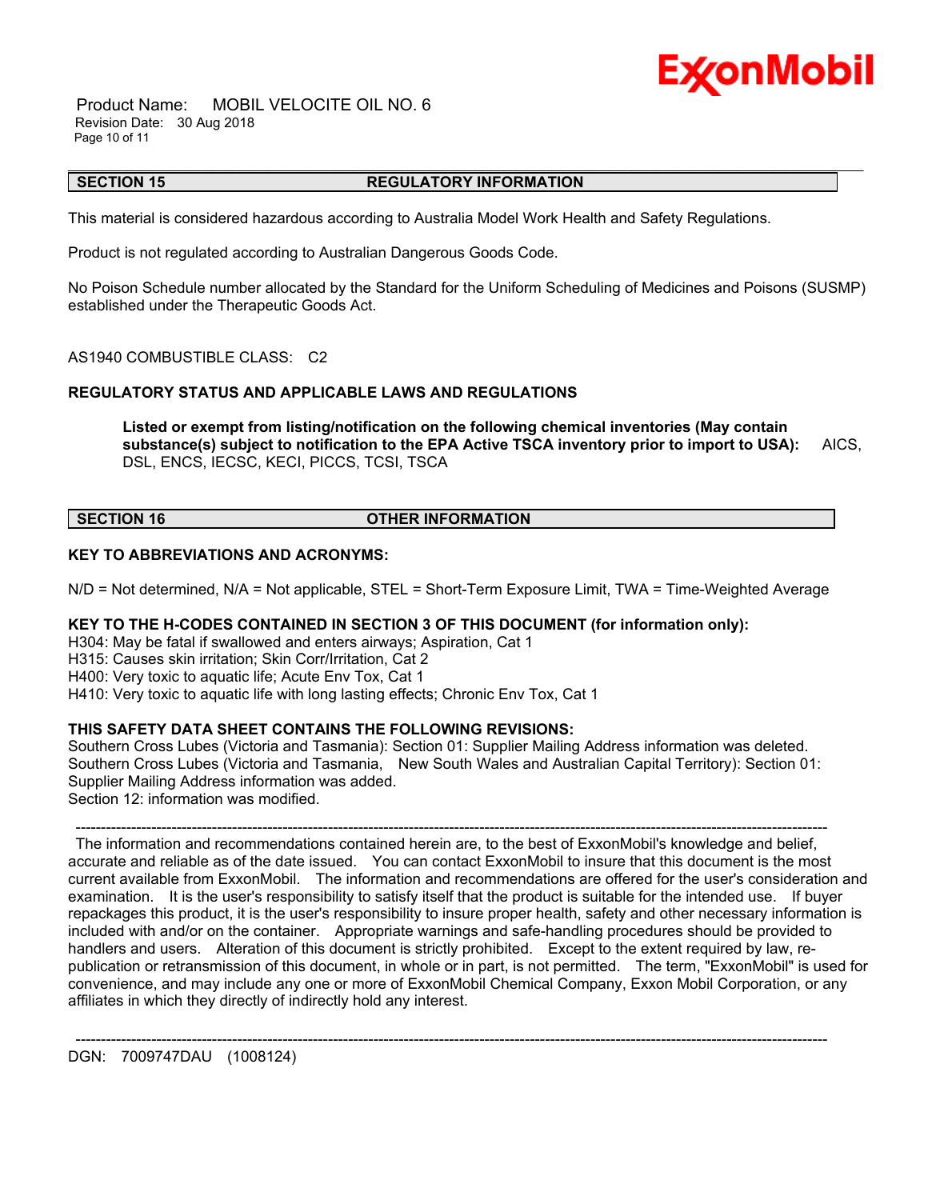## SECTION 15 REGULATORY INFORMATION

This material is considered hazardous according to Australia Model Work Health and Safety Regulations.

Product is not regulated according to Australian Dangerous Goods Code.

No Poison Schedule number allocated by the Standard for the Uniform Scheduling of Medicines and Poisons (SUSMP) established under the Therapeutic Goods Act.

AS1940 COMBUSTIBLE CLASS: C2

**REGULATORY STATUS AND APPLICABLE LAWS AND REGULATIONS**

**Listed or exempt from listing/notification on the following chemical inventories (May contain substance(s) subject to notification to the EPA Active TSCA inventory prior to import to USA):** AICS, DSL, ENCS, IECSC, KECI, PICCS, TCSI, TSCA

## SECTION 16 OTHER INFORMATION

**KEY TO ABBREVIATIONS AND ACRONYMS:**

N/D = Not determined, N/A = Not applicable, STEL = Short-Term Exposure Limit, TWA = Time-Weighted Average

**KEY TO THE H-CODES CONTAINED IN SECTION 3 OF THIS DOCUMENT (for information only):**

H304: May be fatal if swallowed and enters airways; Aspiration, Cat 1
H315: Causes skin irritation; Skin Corr/Irritation, Cat 2
H400: Very toxic to aquatic life; Acute Env Tox, Cat 1
H410: Very toxic to aquatic life with long lasting effects; Chronic Env Tox, Cat 1

**THIS SAFETY DATA SHEET CONTAINS THE FOLLOWING REVISIONS:**

Southern Cross Lubes (Victoria and Tasmania): Section 01: Supplier Mailing Address information was deleted.
Southern Cross Lubes (Victoria and Tasmania, New South Wales and Australian Capital Territory): Section 01: Supplier Mailing Address information was added.
Section 12: information was modified.

---

The information and recommendations contained herein are, to the best of ExxonMobil's knowledge and belief, accurate and reliable as of the date issued. You can contact ExxonMobil to insure that this document is the most current available from ExxonMobil. The information and recommendations are offered for the user's consideration and examination. It is the user's responsibility to satisfy itself that the product is suitable for the intended use. If buyer repackages this product, it is the user's responsibility to insure proper health, safety and other necessary information is included with and/or on the container. Appropriate warnings and safe-handling procedures should be provided to handlers and users. Alteration of this document is strictly prohibited. Except to the extent required by law, re-publication or retransmission of this document, in whole or in part, is not permitted. The term, "ExxonMobil" is used for convenience, and may include any one or more of ExxonMobil Chemical Company, Exxon Mobil Corporation, or any affiliates in which they directly of indirectly hold any interest.

---

DGN: 7009747DAU (1008124)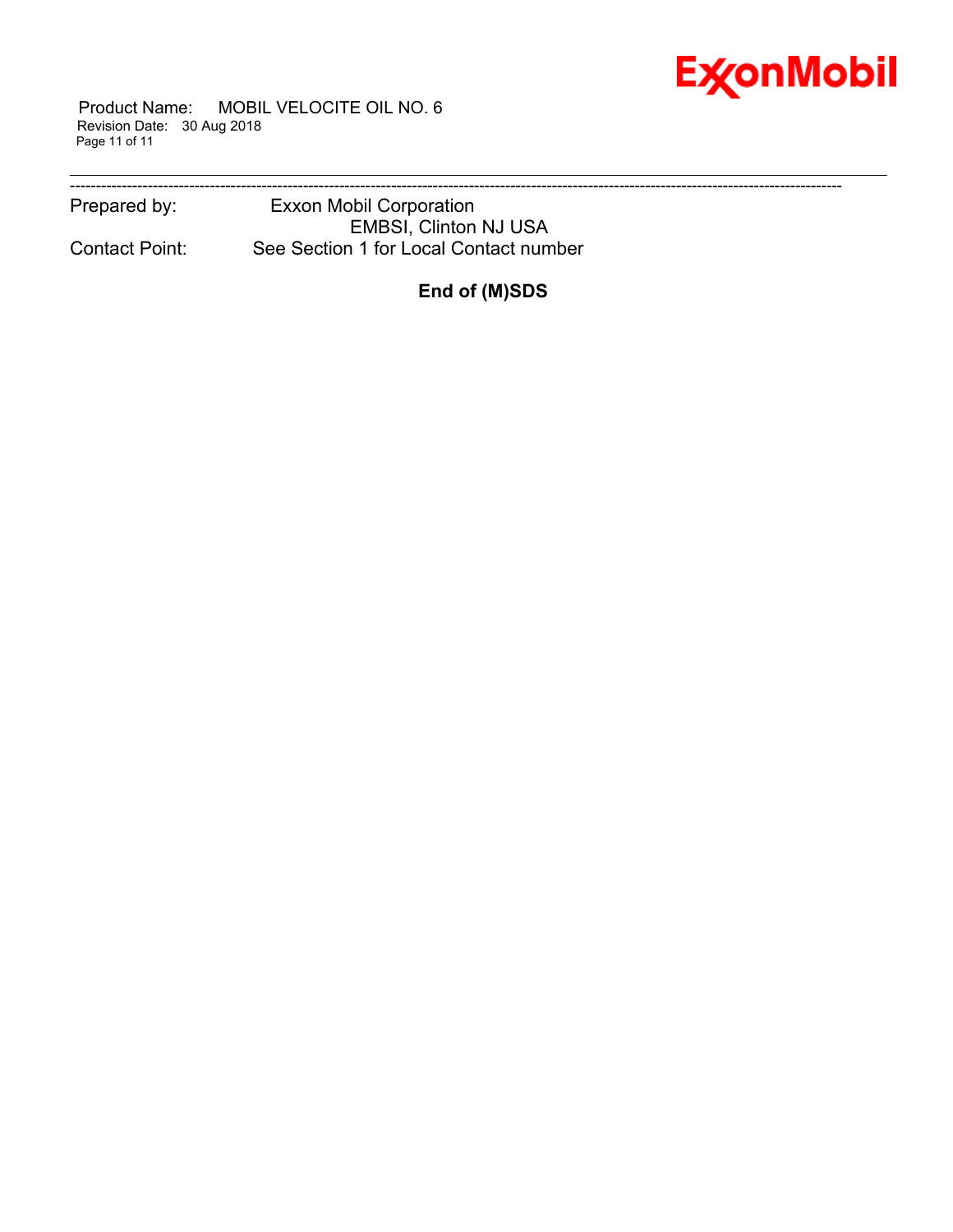Prepared by: Exxon Mobil Corporation
EMBSI, Clinton NJ USA

Contact Point: See Section 1 for Local Contact number

**End of (M)SDS**